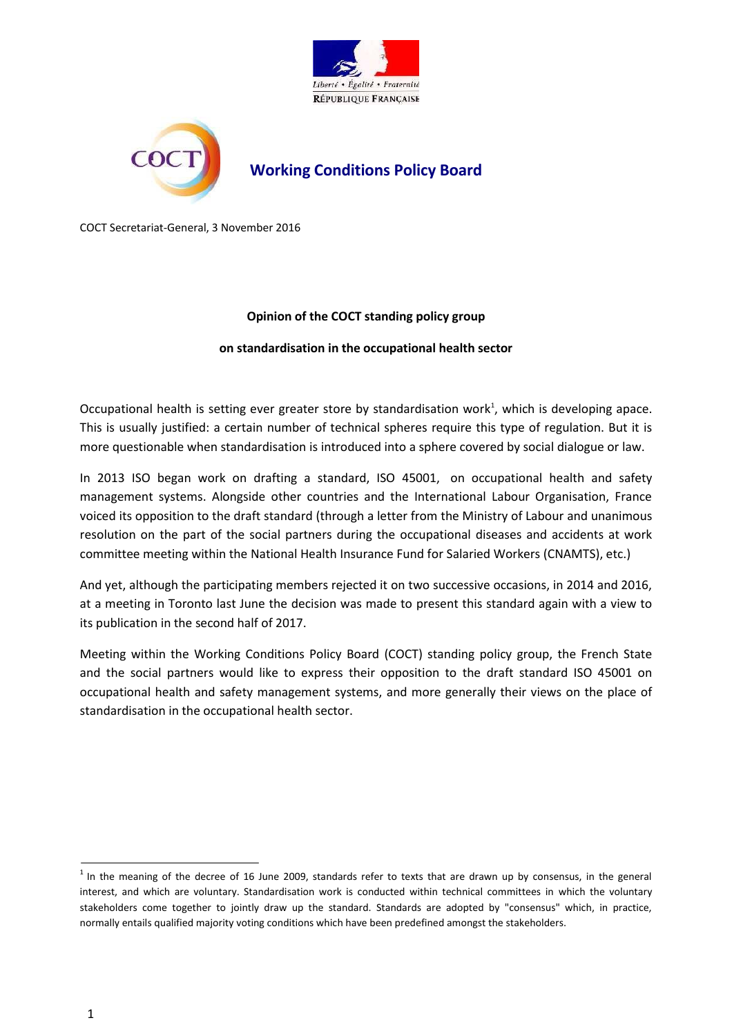Liberté • Égalité • Fraternité
RÉPUBLIQUE FRANÇAISE

COCT

# Working Conditions Policy Board

COCT Secretariat-General, 3 November 2016

**Opinion of the COCT standing policy group**

**on standardisation in the occupational health sector**

Occupational health is setting ever greater store by standardisation work[1], which is developing apace. This is usually justified: a certain number of technical spheres require this type of regulation. But it is more questionable when standardisation is introduced into a sphere covered by social dialogue or law.

In 2013 ISO began work on drafting a standard, ISO 45001, on occupational health and safety management systems. Alongside other countries and the International Labour Organisation, France voiced its opposition to the draft standard (through a letter from the Ministry of Labour and unanimous resolution on the part of the social partners during the occupational diseases and accidents at work committee meeting within the National Health Insurance Fund for Salaried Workers (CNAMTS), etc.)

And yet, although the participating members rejected it on two successive occasions, in 2014 and 2016, at a meeting in Toronto last June the decision was made to present this standard again with a view to its publication in the second half of 2017.

Meeting within the Working Conditions Policy Board (COCT) standing policy group, the French State and the social partners would like to express their opposition to the draft standard ISO 45001 on occupational health and safety management systems, and more generally their views on the place of standardisation in the occupational health sector.

---

[1] In the meaning of the decree of 16 June 2009, standards refer to texts that are drawn up by consensus, in the general interest, and which are voluntary. Standardisation work is conducted within technical committees in which the voluntary stakeholders come together to jointly draw up the standard. Standards are adopted by "consensus" which, in practice, normally entails qualified majority voting conditions which have been predefined amongst the stakeholders.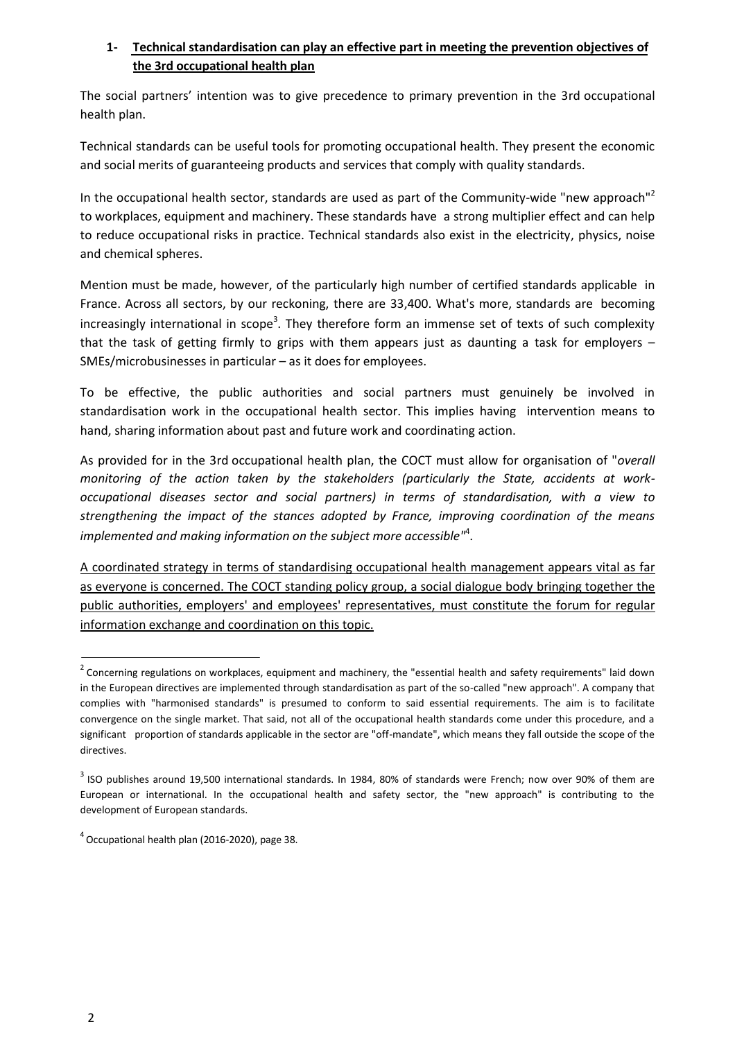## 1- Technical standardisation can play an effective part in meeting the prevention objectives of the 3rd occupational health plan

The social partners' intention was to give precedence to primary prevention in the 3rd occupational health plan.

Technical standards can be useful tools for promoting occupational health. They present the economic and social merits of guaranteeing products and services that comply with quality standards.

In the occupational health sector, standards are used as part of the Community-wide "new approach"[2] to workplaces, equipment and machinery. These standards have a strong multiplier effect and can help to reduce occupational risks in practice. Technical standards also exist in the electricity, physics, noise and chemical spheres.

Mention must be made, however, of the particularly high number of certified standards applicable in France. Across all sectors, by our reckoning, there are 33,400. What's more, standards are becoming increasingly international in scope[3]. They therefore form an immense set of texts of such complexity that the task of getting firmly to grips with them appears just as daunting a task for employers – SMEs/microbusinesses in particular – as it does for employees.

To be effective, the public authorities and social partners must genuinely be involved in standardisation work in the occupational health sector. This implies having intervention means to hand, sharing information about past and future work and coordinating action.

As provided for in the 3rd occupational health plan, the COCT must allow for organisation of "*overall monitoring of the action taken by the stakeholders (particularly the State, accidents at work-occupational diseases sector and social partners) in terms of standardisation, with a view to strengthening the impact of the stances adopted by France, improving coordination of the means implemented and making information on the subject more accessible*"[4].

A coordinated strategy in terms of standardising occupational health management appears vital as far as everyone is concerned. The COCT standing policy group, a social dialogue body bringing together the public authorities, employers' and employees' representatives, must constitute the forum for regular information exchange and coordination on this topic.

---

[2] Concerning regulations on workplaces, equipment and machinery, the "essential health and safety requirements" laid down in the European directives are implemented through standardisation as part of the so-called "new approach". A company that complies with "harmonised standards" is presumed to conform to said essential requirements. The aim is to facilitate convergence on the single market. That said, not all of the occupational health standards come under this procedure, and a significant proportion of standards applicable in the sector are "off-mandate", which means they fall outside the scope of the directives.

[3] ISO publishes around 19,500 international standards. In 1984, 80% of standards were French; now over 90% of them are European or international. In the occupational health and safety sector, the "new approach" is contributing to the development of European standards.

[4] Occupational health plan (2016-2020), page 38.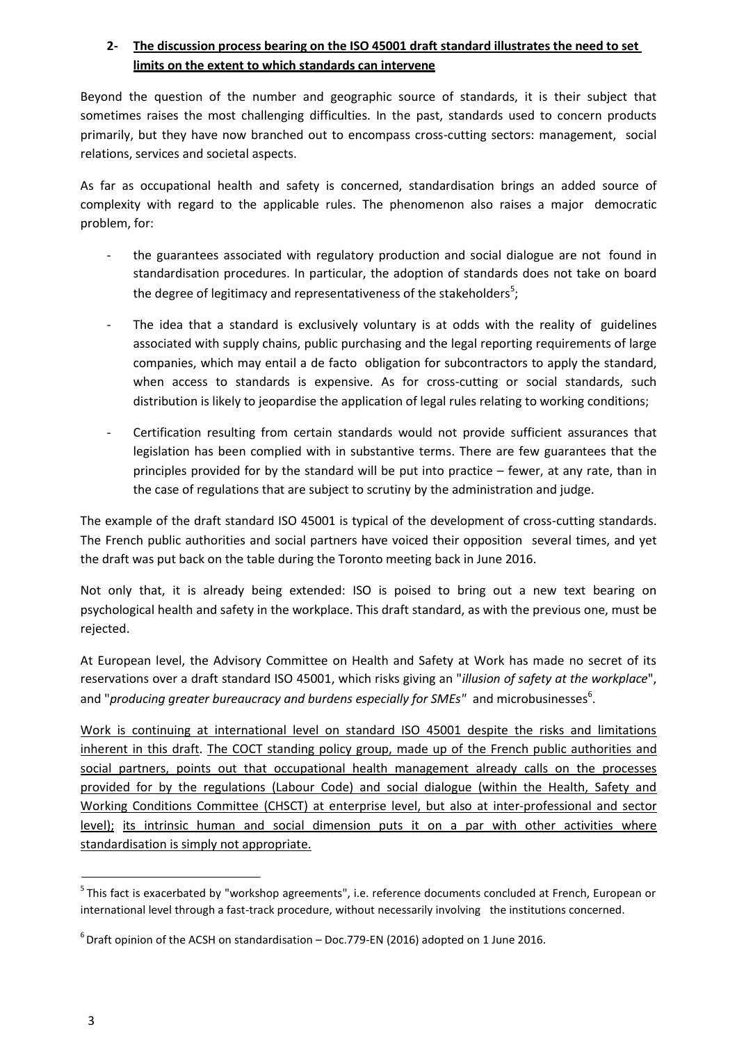## 2- The discussion process bearing on the ISO 45001 draft standard illustrates the need to set limits on the extent to which standards can intervene

Beyond the question of the number and geographic source of standards, it is their subject that sometimes raises the most challenging difficulties. In the past, standards used to concern products primarily, but they have now branched out to encompass cross-cutting sectors: management, social relations, services and societal aspects.

As far as occupational health and safety is concerned, standardisation brings an added source of complexity with regard to the applicable rules. The phenomenon also raises a major democratic problem, for:

- the guarantees associated with regulatory production and social dialogue are not found in standardisation procedures. In particular, the adoption of standards does not take on board the degree of legitimacy and representativeness of the stakeholders[5];
- The idea that a standard is exclusively voluntary is at odds with the reality of guidelines associated with supply chains, public purchasing and the legal reporting requirements of large companies, which may entail a de facto obligation for subcontractors to apply the standard, when access to standards is expensive. As for cross-cutting or social standards, such distribution is likely to jeopardise the application of legal rules relating to working conditions;
- Certification resulting from certain standards would not provide sufficient assurances that legislation has been complied with in substantive terms. There are few guarantees that the principles provided for by the standard will be put into practice – fewer, at any rate, than in the case of regulations that are subject to scrutiny by the administration and judge.

The example of the draft standard ISO 45001 is typical of the development of cross-cutting standards. The French public authorities and social partners have voiced their opposition several times, and yet the draft was put back on the table during the Toronto meeting back in June 2016.

Not only that, it is already being extended: ISO is poised to bring out a new text bearing on psychological health and safety in the workplace. This draft standard, as with the previous one, must be rejected.

At European level, the Advisory Committee on Health and Safety at Work has made no secret of its reservations over a draft standard ISO 45001, which risks giving an "*illusion of safety at the workplace*", and "*producing greater bureaucracy and burdens especially for SMEs"* and microbusinesses[6].

<u>Work is continuing at international level on standard ISO 45001 despite the risks and limitations inherent in this draft</u>. <u>The COCT standing policy group, made up of the French public authorities and social partners, points out that occupational health management already calls on the processes provided for by the regulations (Labour Code) and social dialogue (within the Health, Safety and Working Conditions Committee (CHSCT) at enterprise level, but also at inter-professional and sector level);</u> <u>its intrinsic human and social dimension puts it on a par with other activities where standardisation is simply not appropriate.</u>

---

[5] This fact is exacerbated by "workshop agreements", i.e. reference documents concluded at French, European or international level through a fast-track procedure, without necessarily involving the institutions concerned.

[6] Draft opinion of the ACSH on standardisation – Doc.779-EN (2016) adopted on 1 June 2016.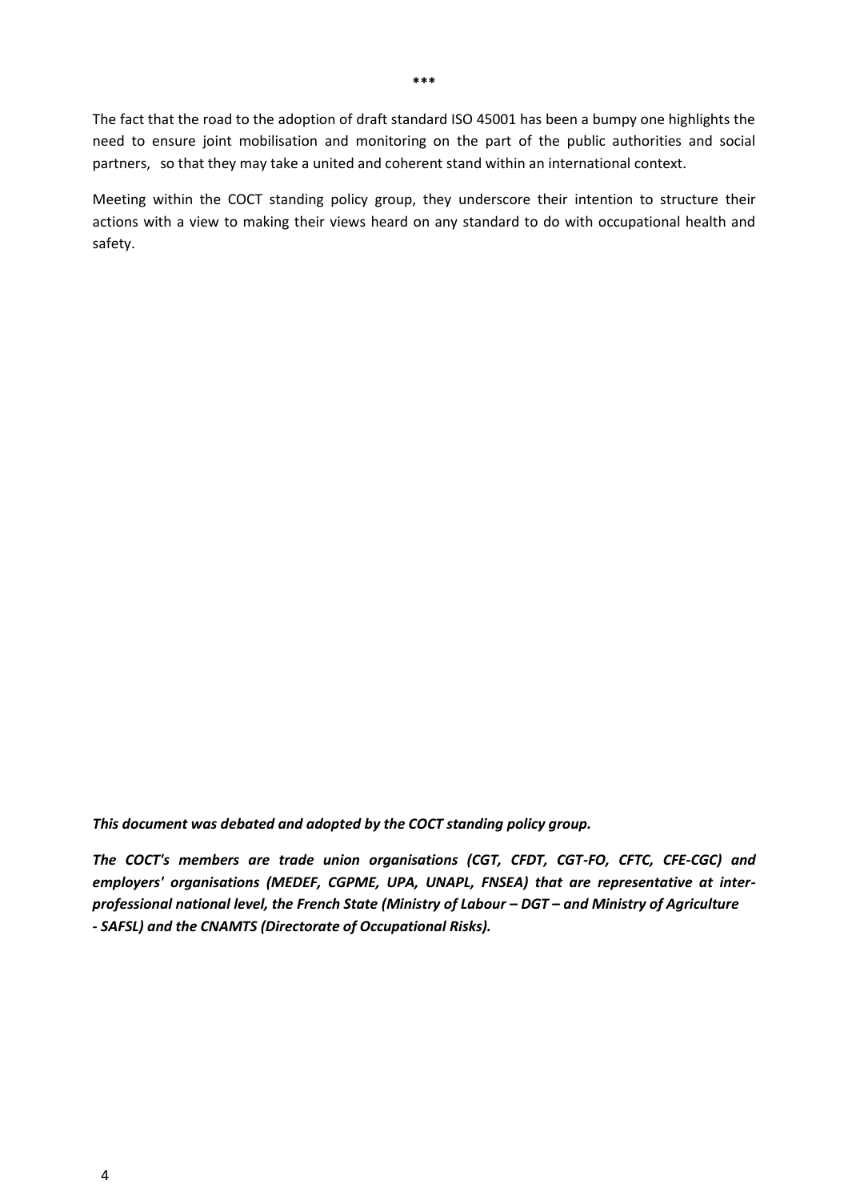\*\*\*

The fact that the road to the adoption of draft standard ISO 45001 has been a bumpy one highlights the need to ensure joint mobilisation and monitoring on the part of the public authorities and social partners, so that they may take a united and coherent stand within an international context.

Meeting within the COCT standing policy group, they underscore their intention to structure their actions with a view to making their views heard on any standard to do with occupational health and safety.

***This document was debated and adopted by the COCT standing policy group.***

***The COCT's members are trade union organisations (CGT, CFDT, CGT-FO, CFTC, CFE-CGC) and employers' organisations (MEDEF, CGPME, UPA, UNAPL, FNSEA) that are representative at inter-professional national level, the French State (Ministry of Labour – DGT – and Ministry of Agriculture - SAFSL) and the CNAMTS (Directorate of Occupational Risks).***